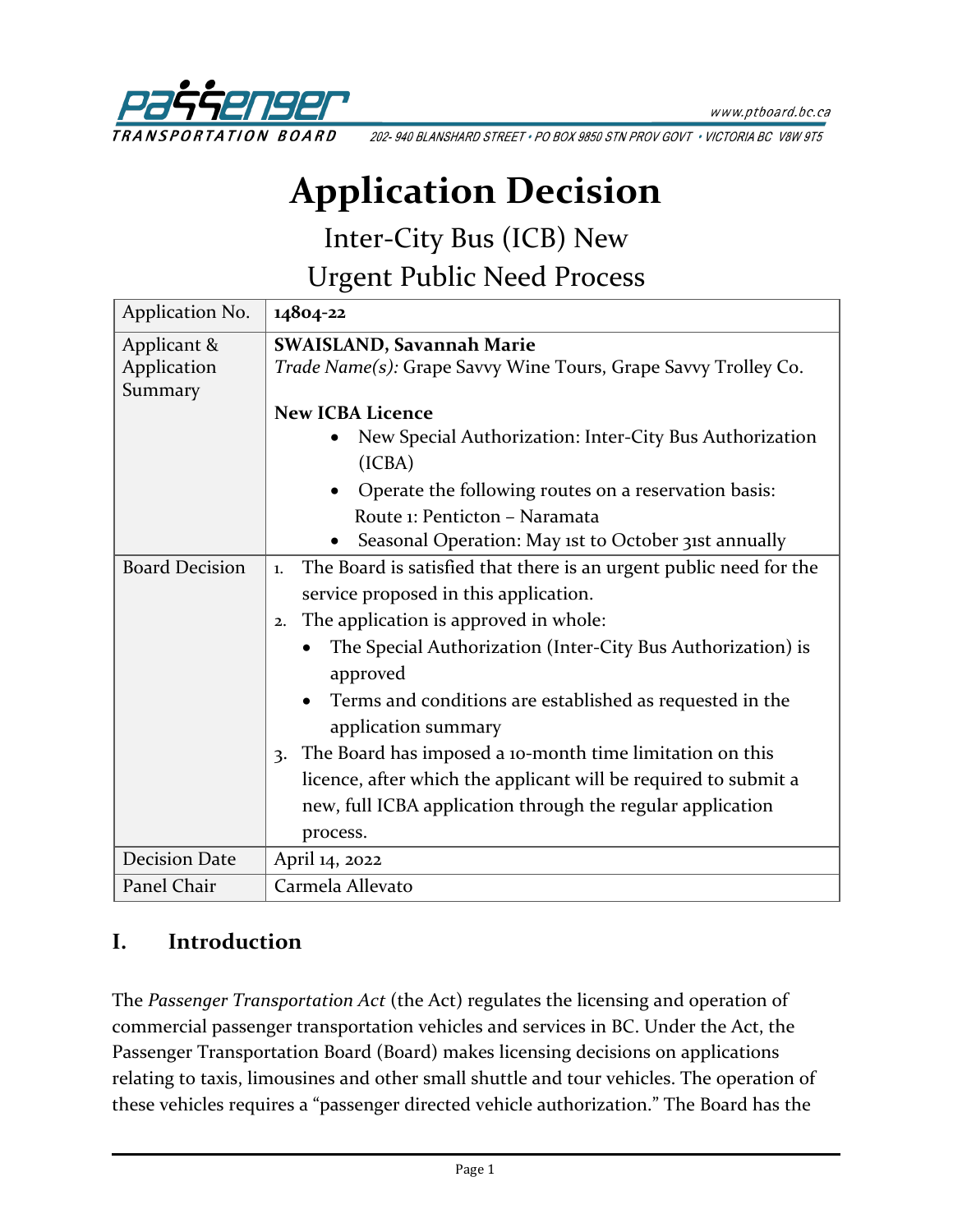Passenger Transportation Board

www.ptboard.bc.ca

202- 940 BLANSHARD STREET • PO BOX 9850 STN PROV GOVT • VICTORIA BC V8W 9T5

# Application Decision

## Inter-City Bus (ICB) New
## Urgent Public Need Process

| Application No. | **14804-22** |
|---|---|
| Applicant & Application Summary | **SWAISLAND, Savannah Marie**<br>*Trade Name(s):* Grape Savvy Wine Tours, Grape Savvy Trolley Co.<br><br>**New ICBA Licence**<br>• New Special Authorization: Inter-City Bus Authorization (ICBA)<br>• Operate the following routes on a reservation basis:<br>Route 1: Penticton – Naramata<br>• Seasonal Operation: May 1st to October 31st annually |
| Board Decision | 1. The Board is satisfied that there is an urgent public need for the service proposed in this application.<br>2. The application is approved in whole:<br>• The Special Authorization (Inter-City Bus Authorization) is approved<br>• Terms and conditions are established as requested in the application summary<br>3. The Board has imposed a 10-month time limitation on this licence, after which the applicant will be required to submit a new, full ICBA application through the regular application process. |
| Decision Date | April 14, 2022 |
| Panel Chair | Carmela Allevato |

## I. Introduction

The *Passenger Transportation Act* (the Act) regulates the licensing and operation of commercial passenger transportation vehicles and services in BC. Under the Act, the Passenger Transportation Board (Board) makes licensing decisions on applications relating to taxis, limousines and other small shuttle and tour vehicles. The operation of these vehicles requires a "passenger directed vehicle authorization." The Board has the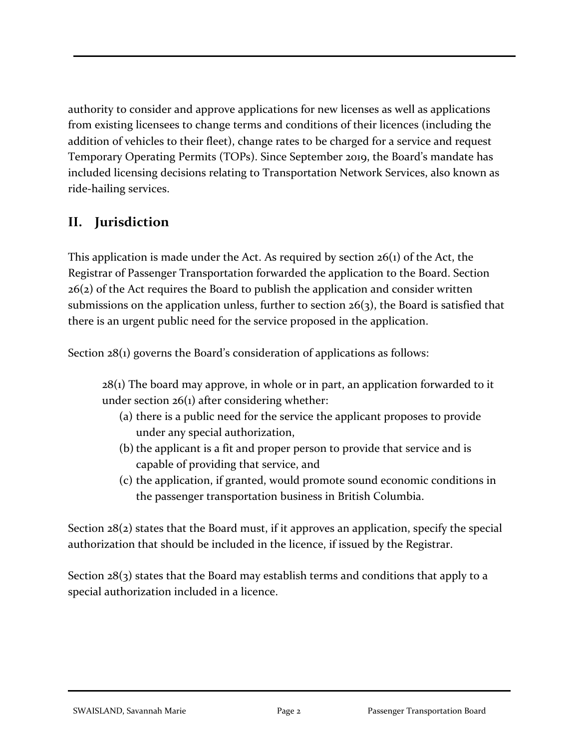authority to consider and approve applications for new licenses as well as applications from existing licensees to change terms and conditions of their licences (including the addition of vehicles to their fleet), change rates to be charged for a service and request Temporary Operating Permits (TOPs). Since September 2019, the Board's mandate has included licensing decisions relating to Transportation Network Services, also known as ride-hailing services.

## II. Jurisdiction

This application is made under the Act. As required by section 26(1) of the Act, the Registrar of Passenger Transportation forwarded the application to the Board. Section 26(2) of the Act requires the Board to publish the application and consider written submissions on the application unless, further to section 26(3), the Board is satisfied that there is an urgent public need for the service proposed in the application.

Section 28(1) governs the Board's consideration of applications as follows:

> 28(1) The board may approve, in whole or in part, an application forwarded to it under section 26(1) after considering whether:
>
> (a) there is a public need for the service the applicant proposes to provide under any special authorization,
>
> (b) the applicant is a fit and proper person to provide that service and is capable of providing that service, and
>
> (c) the application, if granted, would promote sound economic conditions in the passenger transportation business in British Columbia.

Section 28(2) states that the Board must, if it approves an application, specify the special authorization that should be included in the licence, if issued by the Registrar.

Section 28(3) states that the Board may establish terms and conditions that apply to a special authorization included in a licence.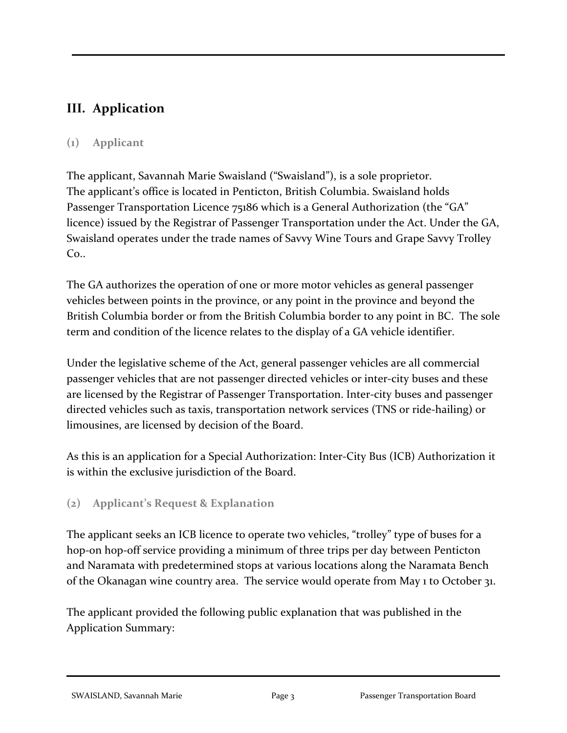## III. Application

### (1) Applicant

The applicant, Savannah Marie Swaisland ("Swaisland"), is a sole proprietor. The applicant's office is located in Penticton, British Columbia. Swaisland holds Passenger Transportation Licence 75186 which is a General Authorization (the "GA" licence) issued by the Registrar of Passenger Transportation under the Act. Under the GA, Swaisland operates under the trade names of Savvy Wine Tours and Grape Savvy Trolley Co..

The GA authorizes the operation of one or more motor vehicles as general passenger vehicles between points in the province, or any point in the province and beyond the British Columbia border or from the British Columbia border to any point in BC. The sole term and condition of the licence relates to the display of a GA vehicle identifier.

Under the legislative scheme of the Act, general passenger vehicles are all commercial passenger vehicles that are not passenger directed vehicles or inter-city buses and these are licensed by the Registrar of Passenger Transportation. Inter-city buses and passenger directed vehicles such as taxis, transportation network services (TNS or ride-hailing) or limousines, are licensed by decision of the Board.

As this is an application for a Special Authorization: Inter-City Bus (ICB) Authorization it is within the exclusive jurisdiction of the Board.

### (2) Applicant's Request & Explanation

The applicant seeks an ICB licence to operate two vehicles, "trolley" type of buses for a hop-on hop-off service providing a minimum of three trips per day between Penticton and Naramata with predetermined stops at various locations along the Naramata Bench of the Okanagan wine country area. The service would operate from May 1 to October 31.

The applicant provided the following public explanation that was published in the Application Summary: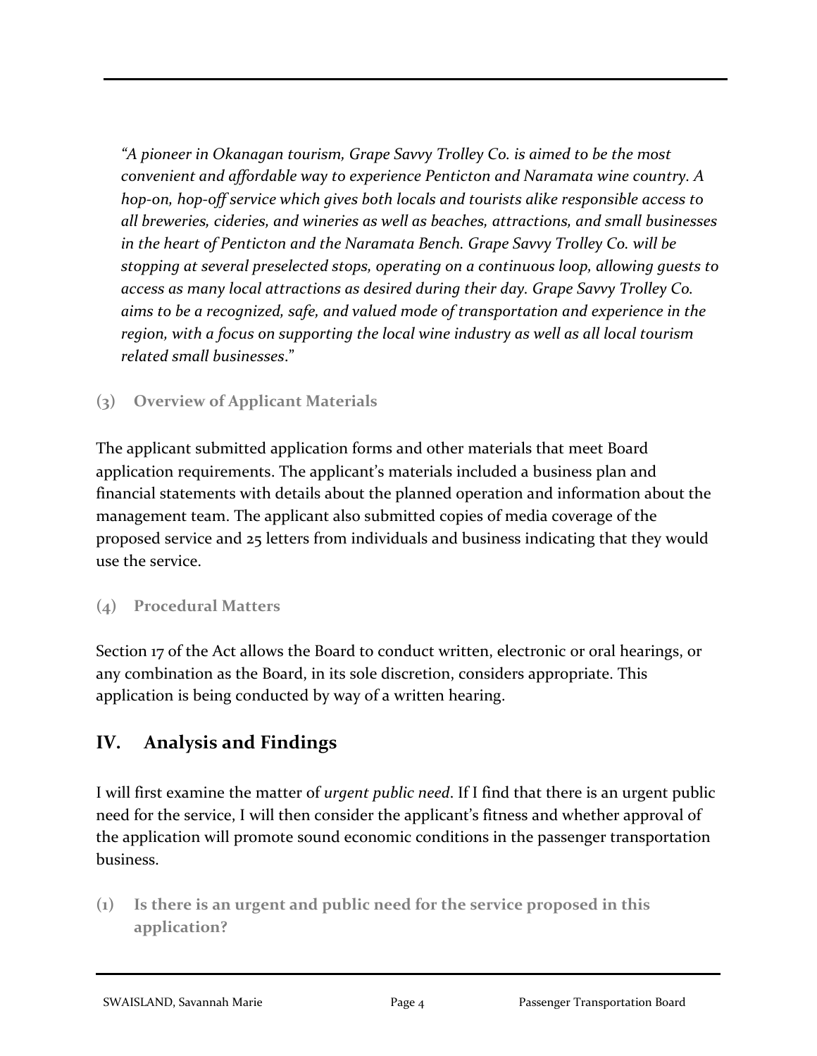> *"A pioneer in Okanagan tourism, Grape Savvy Trolley Co. is aimed to be the most convenient and affordable way to experience Penticton and Naramata wine country. A hop-on, hop-off service which gives both locals and tourists alike responsible access to all breweries, cideries, and wineries as well as beaches, attractions, and small businesses in the heart of Penticton and the Naramata Bench. Grape Savvy Trolley Co. will be stopping at several preselected stops, operating on a continuous loop, allowing guests to access as many local attractions as desired during their day. Grape Savvy Trolley Co. aims to be a recognized, safe, and valued mode of transportation and experience in the region, with a focus on supporting the local wine industry as well as all local tourism related small businesses*."

### (3) Overview of Applicant Materials

The applicant submitted application forms and other materials that meet Board application requirements. The applicant's materials included a business plan and financial statements with details about the planned operation and information about the management team. The applicant also submitted copies of media coverage of the proposed service and 25 letters from individuals and business indicating that they would use the service.

### (4) Procedural Matters

Section 17 of the Act allows the Board to conduct written, electronic or oral hearings, or any combination as the Board, in its sole discretion, considers appropriate. This application is being conducted by way of a written hearing.

## IV. Analysis and Findings

I will first examine the matter of *urgent public need*. If I find that there is an urgent public need for the service, I will then consider the applicant's fitness and whether approval of the application will promote sound economic conditions in the passenger transportation business.

### (1) Is there is an urgent and public need for the service proposed in this application?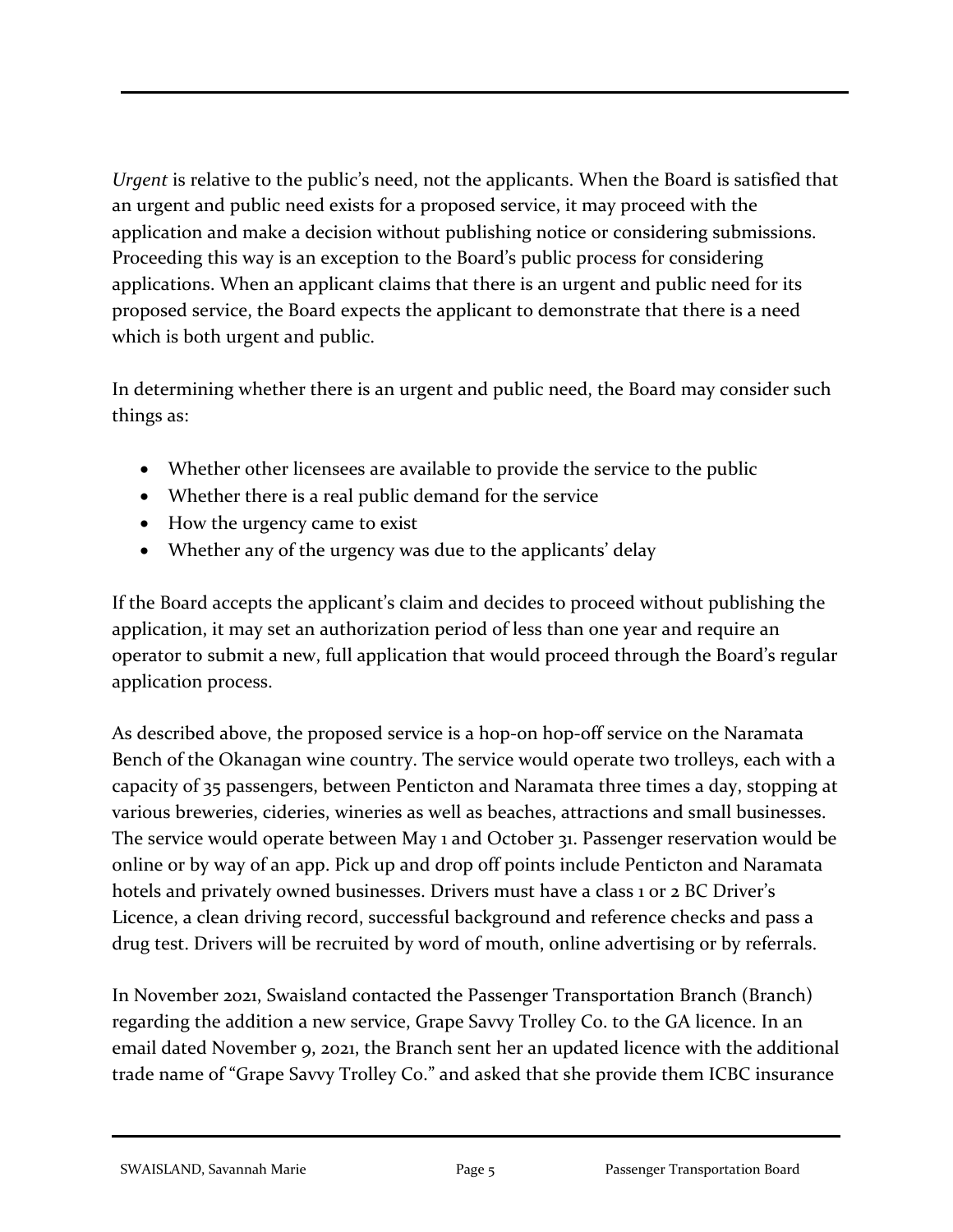*Urgent* is relative to the public's need, not the applicants. When the Board is satisfied that an urgent and public need exists for a proposed service, it may proceed with the application and make a decision without publishing notice or considering submissions. Proceeding this way is an exception to the Board's public process for considering applications. When an applicant claims that there is an urgent and public need for its proposed service, the Board expects the applicant to demonstrate that there is a need which is both urgent and public.

In determining whether there is an urgent and public need, the Board may consider such things as:

- Whether other licensees are available to provide the service to the public
- Whether there is a real public demand for the service
- How the urgency came to exist
- Whether any of the urgency was due to the applicants' delay

If the Board accepts the applicant's claim and decides to proceed without publishing the application, it may set an authorization period of less than one year and require an operator to submit a new, full application that would proceed through the Board's regular application process.

As described above, the proposed service is a hop-on hop-off service on the Naramata Bench of the Okanagan wine country. The service would operate two trolleys, each with a capacity of 35 passengers, between Penticton and Naramata three times a day, stopping at various breweries, cideries, wineries as well as beaches, attractions and small businesses. The service would operate between May 1 and October 31. Passenger reservation would be online or by way of an app. Pick up and drop off points include Penticton and Naramata hotels and privately owned businesses. Drivers must have a class 1 or 2 BC Driver's Licence, a clean driving record, successful background and reference checks and pass a drug test. Drivers will be recruited by word of mouth, online advertising or by referrals.

In November 2021, Swaisland contacted the Passenger Transportation Branch (Branch) regarding the addition a new service, Grape Savvy Trolley Co. to the GA licence. In an email dated November 9, 2021, the Branch sent her an updated licence with the additional trade name of "Grape Savvy Trolley Co." and asked that she provide them ICBC insurance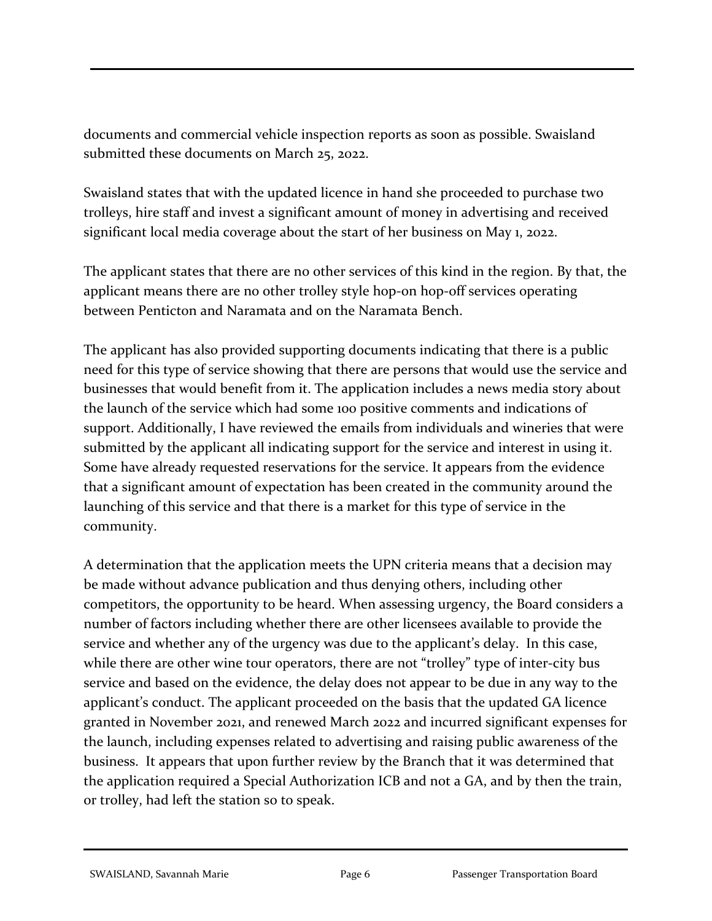documents and commercial vehicle inspection reports as soon as possible. Swaisland submitted these documents on March 25, 2022.

Swaisland states that with the updated licence in hand she proceeded to purchase two trolleys, hire staff and invest a significant amount of money in advertising and received significant local media coverage about the start of her business on May 1, 2022.

The applicant states that there are no other services of this kind in the region. By that, the applicant means there are no other trolley style hop-on hop-off services operating between Penticton and Naramata and on the Naramata Bench.

The applicant has also provided supporting documents indicating that there is a public need for this type of service showing that there are persons that would use the service and businesses that would benefit from it. The application includes a news media story about the launch of the service which had some 100 positive comments and indications of support. Additionally, I have reviewed the emails from individuals and wineries that were submitted by the applicant all indicating support for the service and interest in using it. Some have already requested reservations for the service. It appears from the evidence that a significant amount of expectation has been created in the community around the launching of this service and that there is a market for this type of service in the community.

A determination that the application meets the UPN criteria means that a decision may be made without advance publication and thus denying others, including other competitors, the opportunity to be heard. When assessing urgency, the Board considers a number of factors including whether there are other licensees available to provide the service and whether any of the urgency was due to the applicant's delay. In this case, while there are other wine tour operators, there are not "trolley" type of inter-city bus service and based on the evidence, the delay does not appear to be due in any way to the applicant's conduct. The applicant proceeded on the basis that the updated GA licence granted in November 2021, and renewed March 2022 and incurred significant expenses for the launch, including expenses related to advertising and raising public awareness of the business. It appears that upon further review by the Branch that it was determined that the application required a Special Authorization ICB and not a GA, and by then the train, or trolley, had left the station so to speak.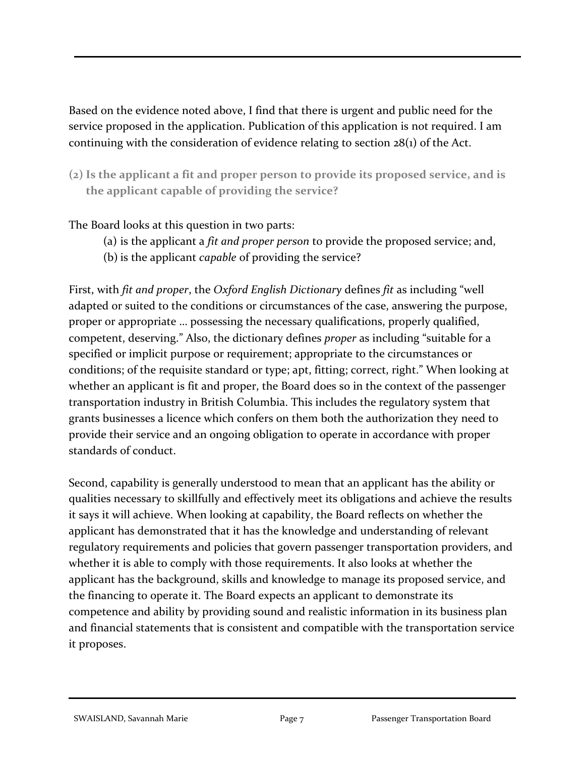Based on the evidence noted above, I find that there is urgent and public need for the service proposed in the application. Publication of this application is not required. I am continuing with the consideration of evidence relating to section 28(1) of the Act.

### (2) Is the applicant a fit and proper person to provide its proposed service, and is the applicant capable of providing the service?

The Board looks at this question in two parts:

(a) is the applicant a *fit and proper person* to provide the proposed service; and,

(b) is the applicant *capable* of providing the service?

First, with *fit and proper*, the *Oxford English Dictionary* defines *fit* as including "well adapted or suited to the conditions or circumstances of the case, answering the purpose, proper or appropriate … possessing the necessary qualifications, properly qualified, competent, deserving." Also, the dictionary defines *proper* as including "suitable for a specified or implicit purpose or requirement; appropriate to the circumstances or conditions; of the requisite standard or type; apt, fitting; correct, right." When looking at whether an applicant is fit and proper, the Board does so in the context of the passenger transportation industry in British Columbia. This includes the regulatory system that grants businesses a licence which confers on them both the authorization they need to provide their service and an ongoing obligation to operate in accordance with proper standards of conduct.

Second, capability is generally understood to mean that an applicant has the ability or qualities necessary to skillfully and effectively meet its obligations and achieve the results it says it will achieve. When looking at capability, the Board reflects on whether the applicant has demonstrated that it has the knowledge and understanding of relevant regulatory requirements and policies that govern passenger transportation providers, and whether it is able to comply with those requirements. It also looks at whether the applicant has the background, skills and knowledge to manage its proposed service, and the financing to operate it. The Board expects an applicant to demonstrate its competence and ability by providing sound and realistic information in its business plan and financial statements that is consistent and compatible with the transportation service it proposes.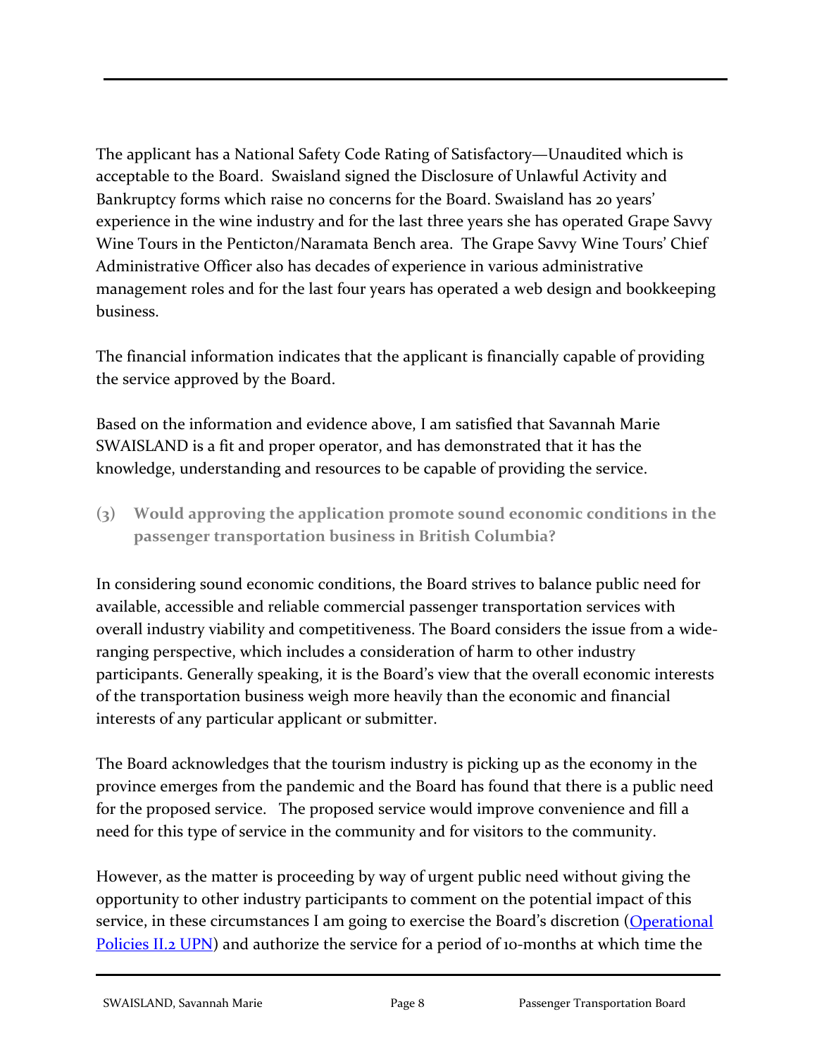The applicant has a National Safety Code Rating of Satisfactory—Unaudited which is acceptable to the Board. Swaisland signed the Disclosure of Unlawful Activity and Bankruptcy forms which raise no concerns for the Board. Swaisland has 20 years' experience in the wine industry and for the last three years she has operated Grape Savvy Wine Tours in the Penticton/Naramata Bench area. The Grape Savvy Wine Tours' Chief Administrative Officer also has decades of experience in various administrative management roles and for the last four years has operated a web design and bookkeeping business.

The financial information indicates that the applicant is financially capable of providing the service approved by the Board.

Based on the information and evidence above, I am satisfied that Savannah Marie SWAISLAND is a fit and proper operator, and has demonstrated that it has the knowledge, understanding and resources to be capable of providing the service.

### (3) Would approving the application promote sound economic conditions in the passenger transportation business in British Columbia?

In considering sound economic conditions, the Board strives to balance public need for available, accessible and reliable commercial passenger transportation services with overall industry viability and competitiveness. The Board considers the issue from a wide-ranging perspective, which includes a consideration of harm to other industry participants. Generally speaking, it is the Board's view that the overall economic interests of the transportation business weigh more heavily than the economic and financial interests of any particular applicant or submitter.

The Board acknowledges that the tourism industry is picking up as the economy in the province emerges from the pandemic and the Board has found that there is a public need for the proposed service. The proposed service would improve convenience and fill a need for this type of service in the community and for visitors to the community.

However, as the matter is proceeding by way of urgent public need without giving the opportunity to other industry participants to comment on the potential impact of this service, in these circumstances I am going to exercise the Board's discretion (Operational Policies II.2 UPN) and authorize the service for a period of 10-months at which time the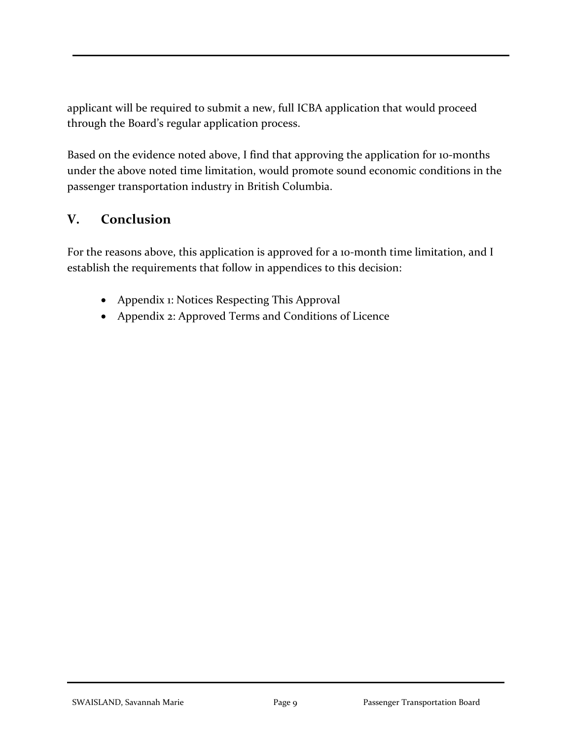applicant will be required to submit a new, full ICBA application that would proceed through the Board's regular application process.

Based on the evidence noted above, I find that approving the application for 10-months under the above noted time limitation, would promote sound economic conditions in the passenger transportation industry in British Columbia.

## V. Conclusion

For the reasons above, this application is approved for a 10-month time limitation, and I establish the requirements that follow in appendices to this decision:

- Appendix 1: Notices Respecting This Approval
- Appendix 2: Approved Terms and Conditions of Licence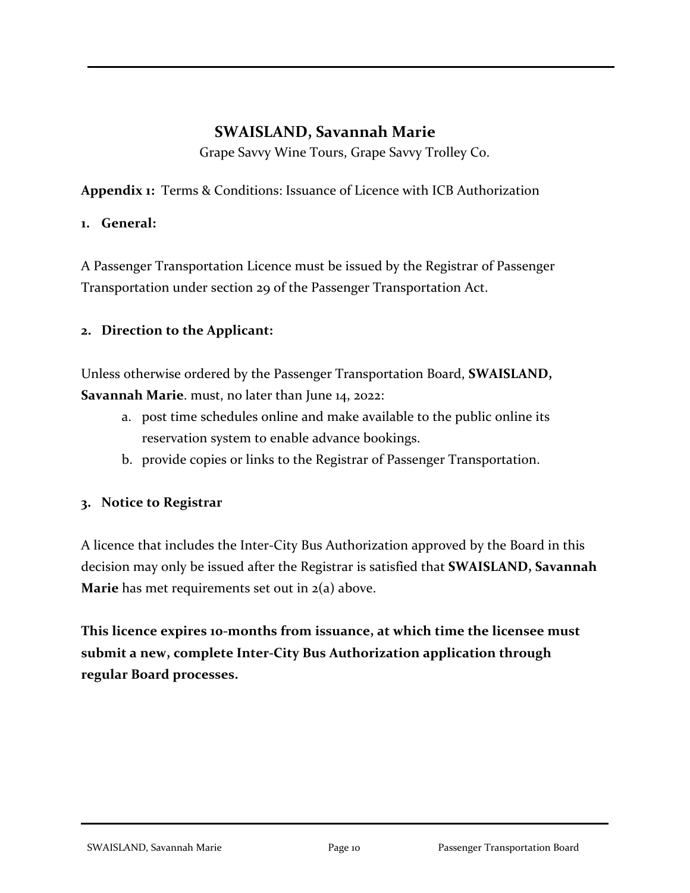## SWAISLAND, Savannah Marie

Grape Savvy Wine Tours, Grape Savvy Trolley Co.

**Appendix 1:** Terms & Conditions: Issuance of Licence with ICB Authorization

### 1. General:

A Passenger Transportation Licence must be issued by the Registrar of Passenger Transportation under section 29 of the Passenger Transportation Act.

### 2. Direction to the Applicant:

Unless otherwise ordered by the Passenger Transportation Board, **SWAISLAND, Savannah Marie**. must, no later than June 14, 2022:

a. post time schedules online and make available to the public online its reservation system to enable advance bookings.
b. provide copies or links to the Registrar of Passenger Transportation.

### 3. Notice to Registrar

A licence that includes the Inter-City Bus Authorization approved by the Board in this decision may only be issued after the Registrar is satisfied that **SWAISLAND, Savannah Marie** has met requirements set out in 2(a) above.

**This licence expires 10-months from issuance, at which time the licensee must submit a new, complete Inter-City Bus Authorization application through regular Board processes.**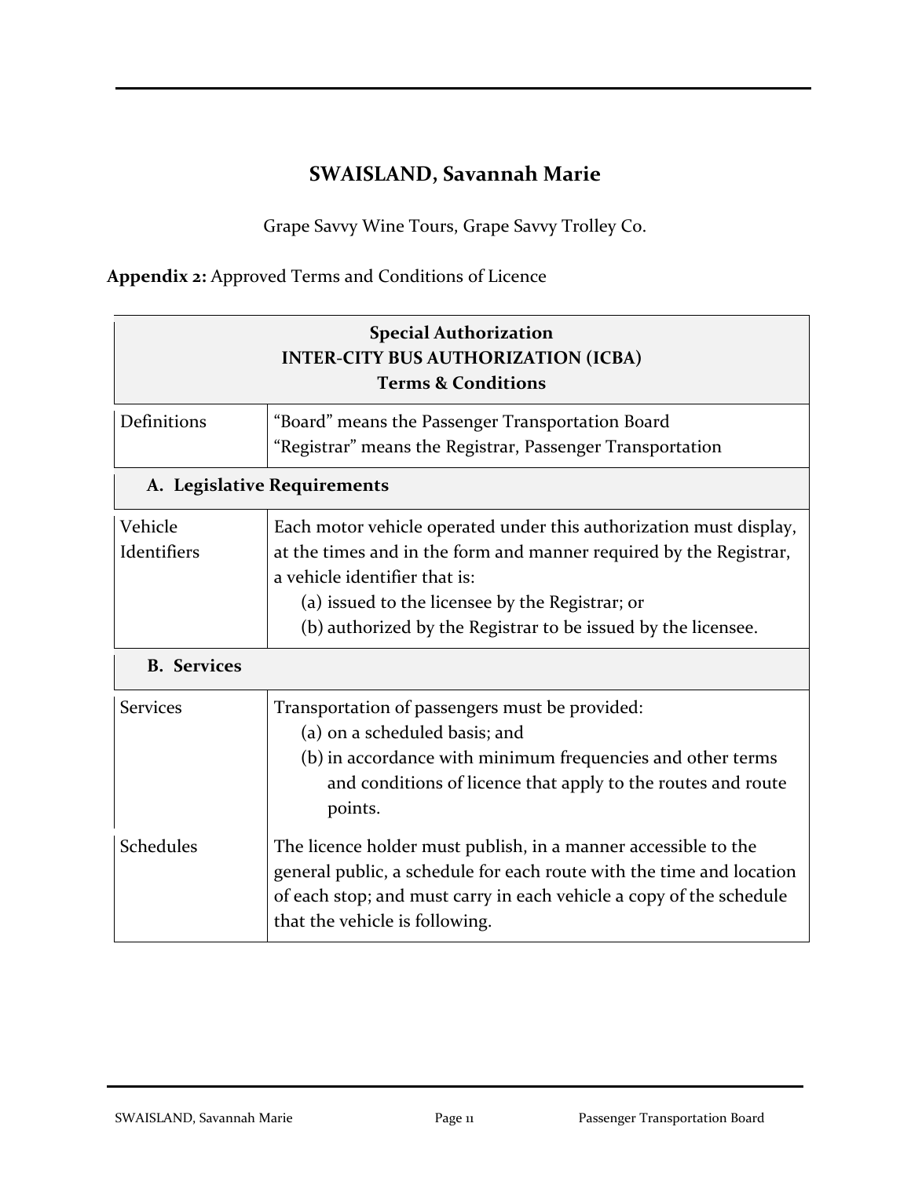## SWAISLAND, Savannah Marie

Grape Savvy Wine Tours, Grape Savvy Trolley Co.

**Appendix 2:** Approved Terms and Conditions of Licence

| **Special Authorization**<br>**INTER-CITY BUS AUTHORIZATION (ICBA)**<br>**Terms & Conditions** | |
|---|---|
| Definitions | "Board" means the Passenger Transportation Board<br>"Registrar" means the Registrar, Passenger Transportation |
| **A. Legislative Requirements** | |
| Vehicle Identifiers | Each motor vehicle operated under this authorization must display, at the times and in the form and manner required by the Registrar, a vehicle identifier that is:<br>(a) issued to the licensee by the Registrar; or<br>(b) authorized by the Registrar to be issued by the licensee. |
| **B. Services** | |
| Services | Transportation of passengers must be provided:<br>(a) on a scheduled basis; and<br>(b) in accordance with minimum frequencies and other terms and conditions of licence that apply to the routes and route points. |
| Schedules | The licence holder must publish, in a manner accessible to the general public, a schedule for each route with the time and location of each stop; and must carry in each vehicle a copy of the schedule that the vehicle is following. |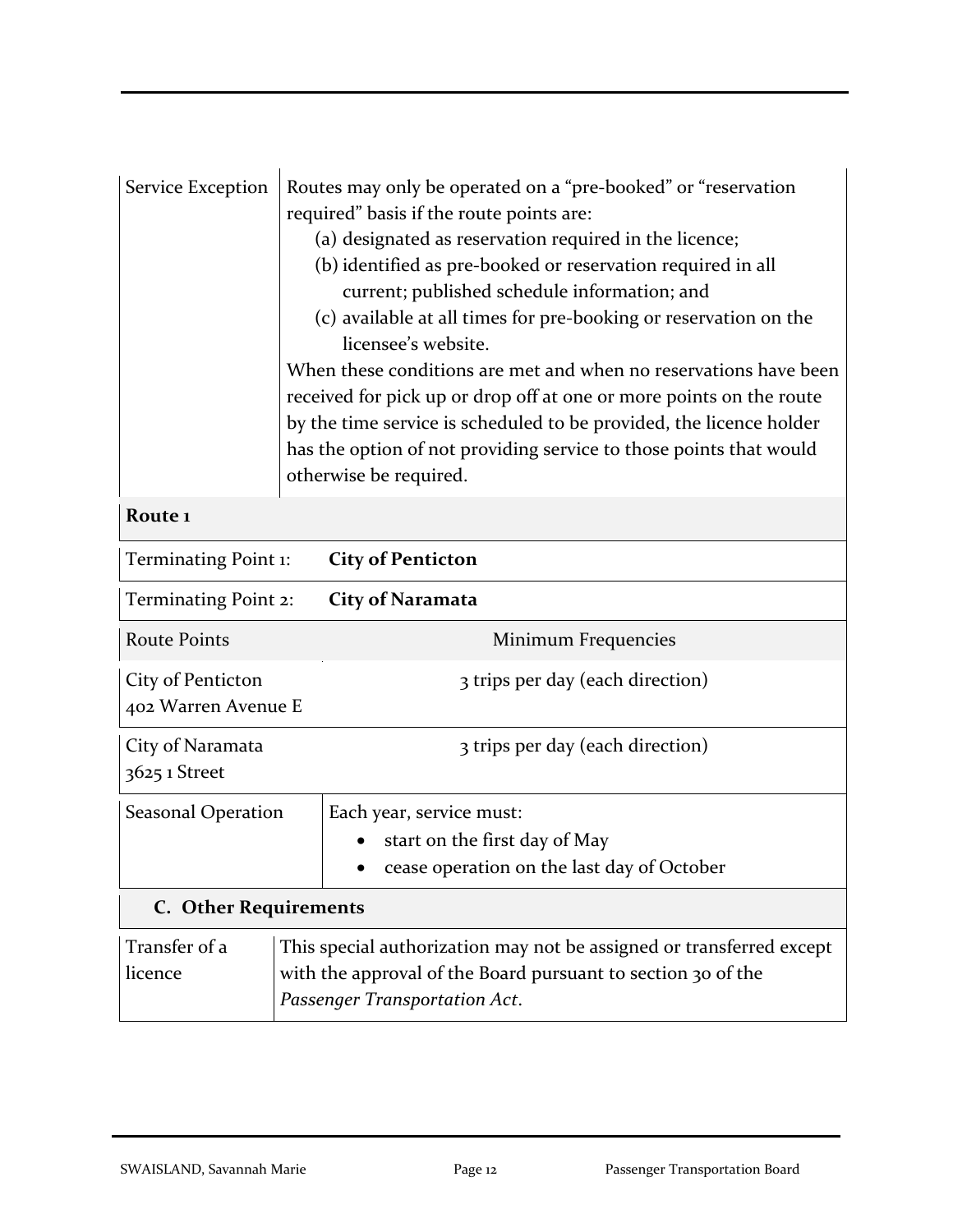| Service Exception | Routes may only be operated on a "pre-booked" or "reservation required" basis if the route points are: (a) designated as reservation required in the licence; (b) identified as pre-booked or reservation required in all current; published schedule information; and (c) available at all times for pre-booking or reservation on the licensee's website. When these conditions are met and when no reservations have been received for pick up or drop off at one or more points on the route by the time service is scheduled to be provided, the licence holder has the option of not providing service to those points that would otherwise be required. |
|---|---|

**Route 1**

| Terminating Point 1: | **City of Penticton** |
|---|---|
| Terminating Point 2: | **City of Naramata** |

| Route Points | Minimum Frequencies |
|---|---|
| City of Penticton<br>402 Warren Avenue E | 3 trips per day (each direction) |
| City of Naramata<br>3625 1 Street | 3 trips per day (each direction) |

| Seasonal Operation | Each year, service must:<br>• start on the first day of May<br>• cease operation on the last day of October |
|---|---|

## C. Other Requirements

| Transfer of a licence | This special authorization may not be assigned or transferred except with the approval of the Board pursuant to section 30 of the *Passenger Transportation Act*. |
|---|---|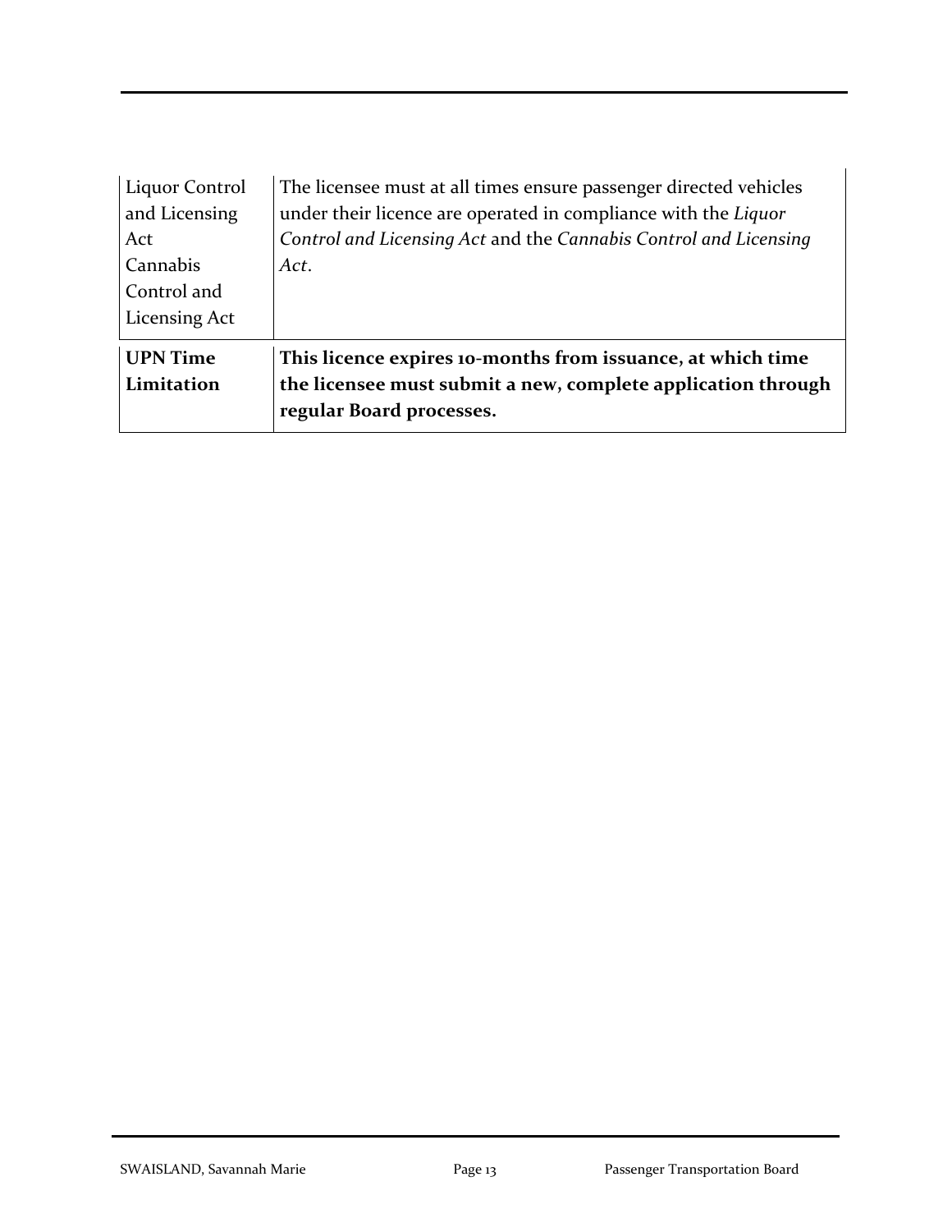| | |
|---|---|
| Liquor Control and Licensing Act Cannabis Control and Licensing Act | The licensee must at all times ensure passenger directed vehicles under their licence are operated in compliance with the *Liquor Control and Licensing Act* and the *Cannabis Control and Licensing Act*. |
| **UPN Time Limitation** | **This licence expires 10-months from issuance, at which time the licensee must submit a new, complete application through regular Board processes.** |